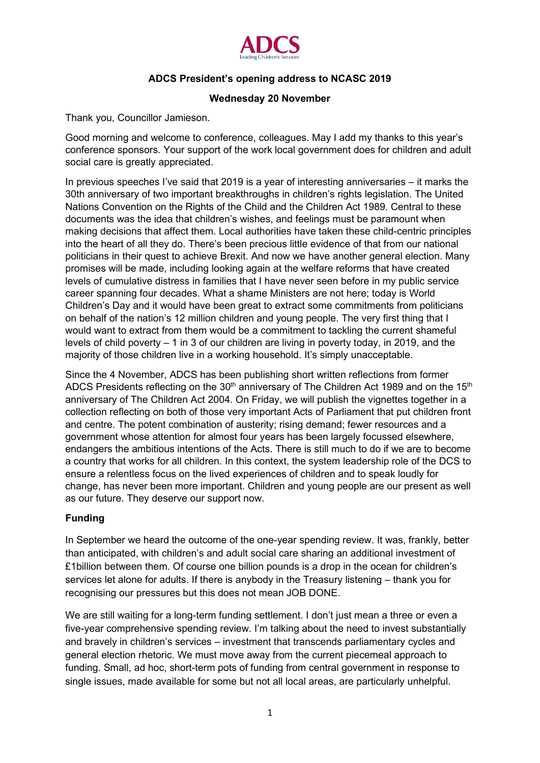**ADCS President's opening address to NCASC 2019**

**Wednesday 20 November**

Thank you, Councillor Jamieson.

Good morning and welcome to conference, colleagues. May I add my thanks to this year's conference sponsors. Your support of the work local government does for children and adult social care is greatly appreciated.

In previous speeches I've said that 2019 is a year of interesting anniversaries – it marks the 30th anniversary of two important breakthroughs in children's rights legislation. The United Nations Convention on the Rights of the Child and the Children Act 1989. Central to these documents was the idea that children's wishes, and feelings must be paramount when making decisions that affect them. Local authorities have taken these child-centric principles into the heart of all they do. There's been precious little evidence of that from our national politicians in their quest to achieve Brexit. And now we have another general election. Many promises will be made, including looking again at the welfare reforms that have created levels of cumulative distress in families that I have never seen before in my public service career spanning four decades. What a shame Ministers are not here; today is World Children's Day and it would have been great to extract some commitments from politicians on behalf of the nation's 12 million children and young people. The very first thing that I would want to extract from them would be a commitment to tackling the current shameful levels of child poverty – 1 in 3 of our children are living in poverty today, in 2019, and the majority of those children live in a working household. It's simply unacceptable.

Since the 4 November, ADCS has been publishing short written reflections from former ADCS Presidents reflecting on the 30th anniversary of The Children Act 1989 and on the 15th anniversary of The Children Act 2004. On Friday, we will publish the vignettes together in a collection reflecting on both of those very important Acts of Parliament that put children front and centre. The potent combination of austerity; rising demand; fewer resources and a government whose attention for almost four years has been largely focussed elsewhere, endangers the ambitious intentions of the Acts. There is still much to do if we are to become a country that works for all children. In this context, the system leadership role of the DCS to ensure a relentless focus on the lived experiences of children and to speak loudly for change, has never been more important. Children and young people are our present as well as our future. They deserve our support now.

**Funding**

In September we heard the outcome of the one-year spending review. It was, frankly, better than anticipated, with children's and adult social care sharing an additional investment of £1billion between them. Of course one billion pounds is a drop in the ocean for children's services let alone for adults. If there is anybody in the Treasury listening – thank you for recognising our pressures but this does not mean JOB DONE.

We are still waiting for a long-term funding settlement. I don't just mean a three or even a five-year comprehensive spending review. I'm talking about the need to invest substantially and bravely in children's services – investment that transcends parliamentary cycles and general election rhetoric. We must move away from the current piecemeal approach to funding. Small, ad hoc, short-term pots of funding from central government in response to single issues, made available for some but not all local areas, are particularly unhelpful.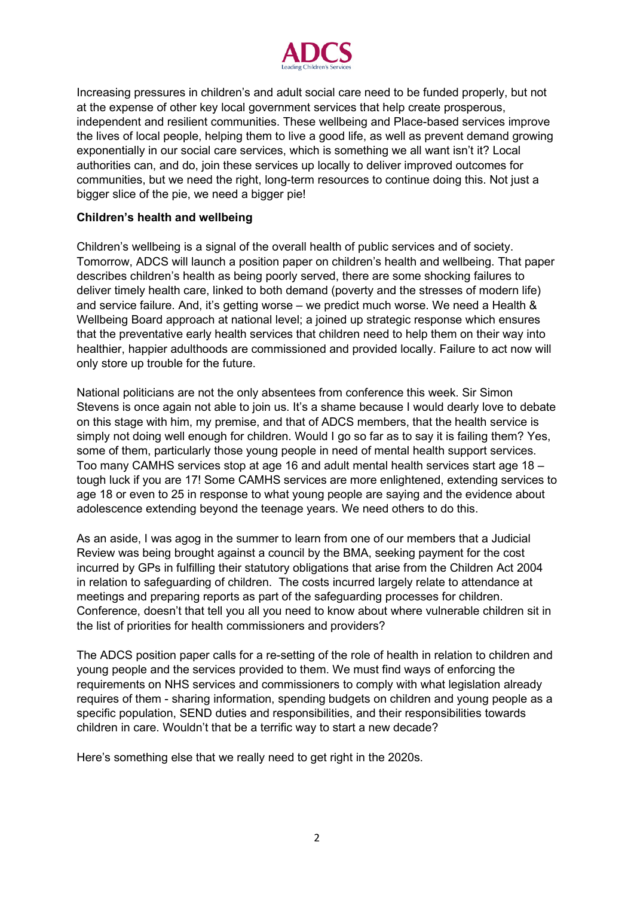Increasing pressures in children's and adult social care need to be funded properly, but not at the expense of other key local government services that help create prosperous, independent and resilient communities. These wellbeing and Place-based services improve the lives of local people, helping them to live a good life, as well as prevent demand growing exponentially in our social care services, which is something we all want isn't it? Local authorities can, and do, join these services up locally to deliver improved outcomes for communities, but we need the right, long-term resources to continue doing this. Not just a bigger slice of the pie, we need a bigger pie!

**Children's health and wellbeing**

Children's wellbeing is a signal of the overall health of public services and of society. Tomorrow, ADCS will launch a position paper on children's health and wellbeing. That paper describes children's health as being poorly served, there are some shocking failures to deliver timely health care, linked to both demand (poverty and the stresses of modern life) and service failure. And, it's getting worse – we predict much worse. We need a Health & Wellbeing Board approach at national level; a joined up strategic response which ensures that the preventative early health services that children need to help them on their way into healthier, happier adulthoods are commissioned and provided locally. Failure to act now will only store up trouble for the future.

National politicians are not the only absentees from conference this week. Sir Simon Stevens is once again not able to join us. It's a shame because I would dearly love to debate on this stage with him, my premise, and that of ADCS members, that the health service is simply not doing well enough for children. Would I go so far as to say it is failing them? Yes, some of them, particularly those young people in need of mental health support services. Too many CAMHS services stop at age 16 and adult mental health services start age 18 – tough luck if you are 17! Some CAMHS services are more enlightened, extending services to age 18 or even to 25 in response to what young people are saying and the evidence about adolescence extending beyond the teenage years. We need others to do this.

As an aside, I was agog in the summer to learn from one of our members that a Judicial Review was being brought against a council by the BMA, seeking payment for the cost incurred by GPs in fulfilling their statutory obligations that arise from the Children Act 2004 in relation to safeguarding of children. The costs incurred largely relate to attendance at meetings and preparing reports as part of the safeguarding processes for children. Conference, doesn't that tell you all you need to know about where vulnerable children sit in the list of priorities for health commissioners and providers?

The ADCS position paper calls for a re-setting of the role of health in relation to children and young people and the services provided to them. We must find ways of enforcing the requirements on NHS services and commissioners to comply with what legislation already requires of them - sharing information, spending budgets on children and young people as a specific population, SEND duties and responsibilities, and their responsibilities towards children in care. Wouldn't that be a terrific way to start a new decade?

Here's something else that we really need to get right in the 2020s.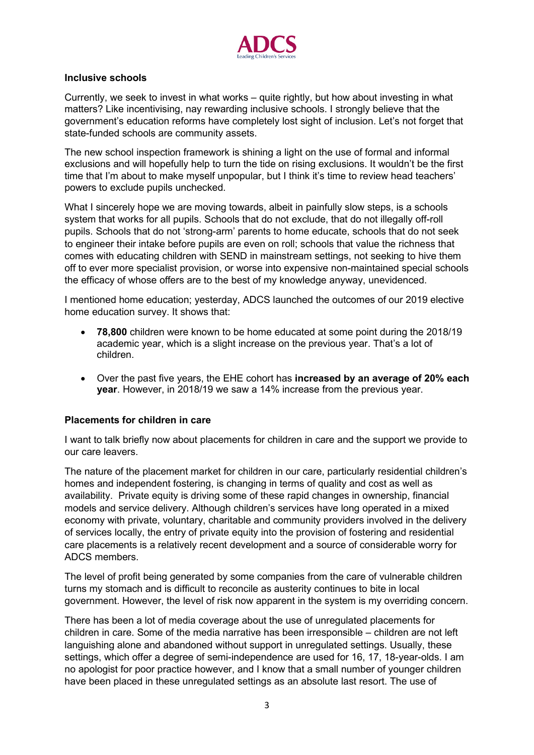**Inclusive schools**

Currently, we seek to invest in what works – quite rightly, but how about investing in what matters? Like incentivising, nay rewarding inclusive schools. I strongly believe that the government's education reforms have completely lost sight of inclusion. Let's not forget that state-funded schools are community assets.

The new school inspection framework is shining a light on the use of formal and informal exclusions and will hopefully help to turn the tide on rising exclusions. It wouldn't be the first time that I'm about to make myself unpopular, but I think it's time to review head teachers' powers to exclude pupils unchecked.

What I sincerely hope we are moving towards, albeit in painfully slow steps, is a schools system that works for all pupils. Schools that do not exclude, that do not illegally off-roll pupils. Schools that do not 'strong-arm' parents to home educate, schools that do not seek to engineer their intake before pupils are even on roll; schools that value the richness that comes with educating children with SEND in mainstream settings, not seeking to hive them off to ever more specialist provision, or worse into expensive non-maintained special schools the efficacy of whose offers are to the best of my knowledge anyway, unevidenced.

I mentioned home education; yesterday, ADCS launched the outcomes of our 2019 elective home education survey. It shows that:

- **78,800** children were known to be home educated at some point during the 2018/19 academic year, which is a slight increase on the previous year. That's a lot of children.
- Over the past five years, the EHE cohort has **increased by an average of 20% each year**. However, in 2018/19 we saw a 14% increase from the previous year.

**Placements for children in care**

I want to talk briefly now about placements for children in care and the support we provide to our care leavers.

The nature of the placement market for children in our care, particularly residential children's homes and independent fostering, is changing in terms of quality and cost as well as availability. Private equity is driving some of these rapid changes in ownership, financial models and service delivery. Although children's services have long operated in a mixed economy with private, voluntary, charitable and community providers involved in the delivery of services locally, the entry of private equity into the provision of fostering and residential care placements is a relatively recent development and a source of considerable worry for ADCS members.

The level of profit being generated by some companies from the care of vulnerable children turns my stomach and is difficult to reconcile as austerity continues to bite in local government. However, the level of risk now apparent in the system is my overriding concern.

There has been a lot of media coverage about the use of unregulated placements for children in care. Some of the media narrative has been irresponsible – children are not left languishing alone and abandoned without support in unregulated settings. Usually, these settings, which offer a degree of semi-independence are used for 16, 17, 18-year-olds. I am no apologist for poor practice however, and I know that a small number of younger children have been placed in these unregulated settings as an absolute last resort. The use of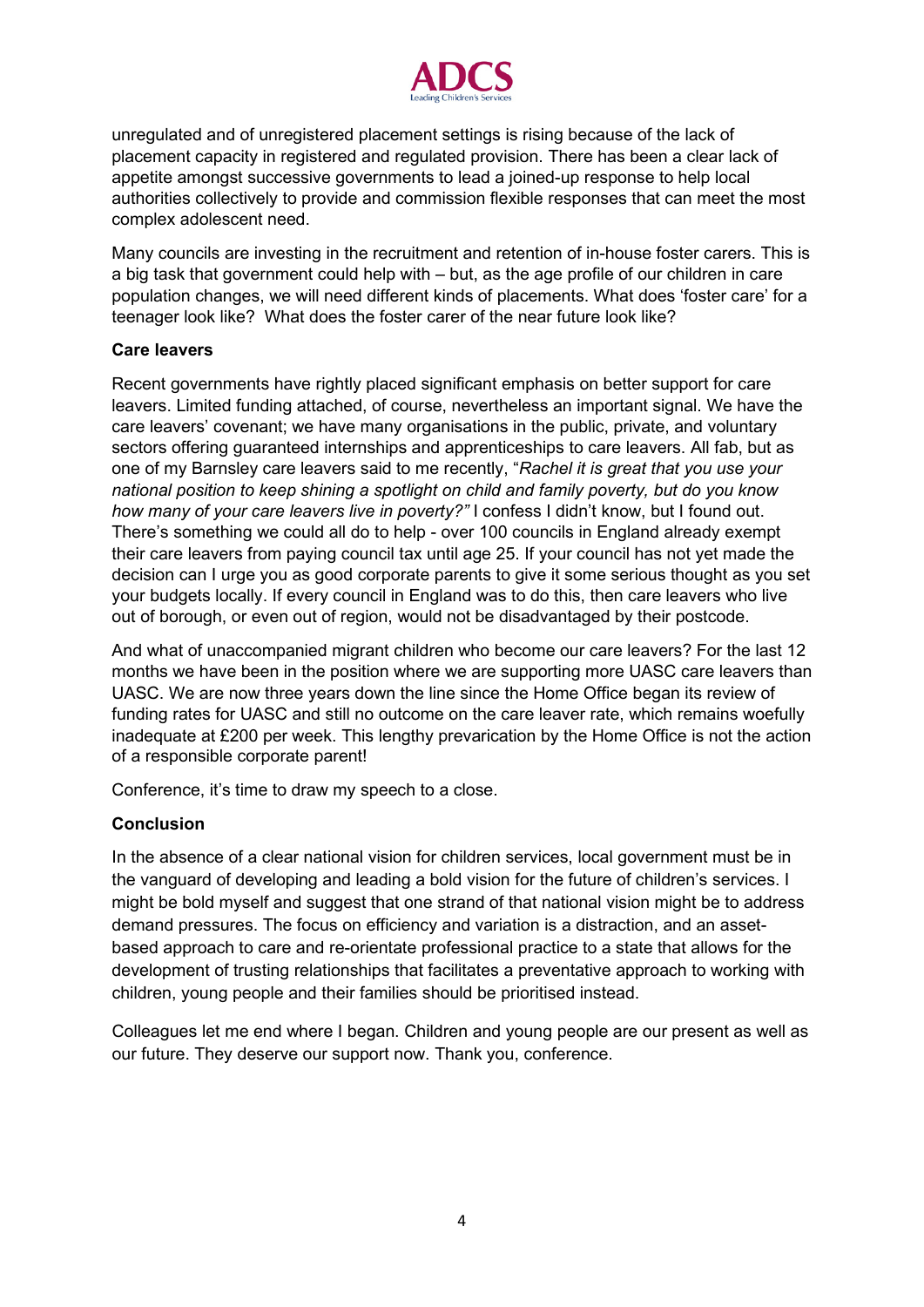unregulated and of unregistered placement settings is rising because of the lack of placement capacity in registered and regulated provision. There has been a clear lack of appetite amongst successive governments to lead a joined-up response to help local authorities collectively to provide and commission flexible responses that can meet the most complex adolescent need.

Many councils are investing in the recruitment and retention of in-house foster carers. This is a big task that government could help with – but, as the age profile of our children in care population changes, we will need different kinds of placements. What does 'foster care' for a teenager look like? What does the foster carer of the near future look like?

**Care leavers**

Recent governments have rightly placed significant emphasis on better support for care leavers. Limited funding attached, of course, nevertheless an important signal. We have the care leavers' covenant; we have many organisations in the public, private, and voluntary sectors offering guaranteed internships and apprenticeships to care leavers. All fab, but as one of my Barnsley care leavers said to me recently, "*Rachel it is great that you use your national position to keep shining a spotlight on child and family poverty, but do you know how many of your care leavers live in poverty?"* I confess I didn't know, but I found out. There's something we could all do to help - over 100 councils in England already exempt their care leavers from paying council tax until age 25. If your council has not yet made the decision can I urge you as good corporate parents to give it some serious thought as you set your budgets locally. If every council in England was to do this, then care leavers who live out of borough, or even out of region, would not be disadvantaged by their postcode.

And what of unaccompanied migrant children who become our care leavers? For the last 12 months we have been in the position where we are supporting more UASC care leavers than UASC. We are now three years down the line since the Home Office began its review of funding rates for UASC and still no outcome on the care leaver rate, which remains woefully inadequate at £200 per week. This lengthy prevarication by the Home Office is not the action of a responsible corporate parent!

Conference, it's time to draw my speech to a close.

**Conclusion**

In the absence of a clear national vision for children services, local government must be in the vanguard of developing and leading a bold vision for the future of children's services. I might be bold myself and suggest that one strand of that national vision might be to address demand pressures. The focus on efficiency and variation is a distraction, and an asset-based approach to care and re-orientate professional practice to a state that allows for the development of trusting relationships that facilitates a preventative approach to working with children, young people and their families should be prioritised instead.

Colleagues let me end where I began. Children and young people are our present as well as our future. They deserve our support now. Thank you, conference.